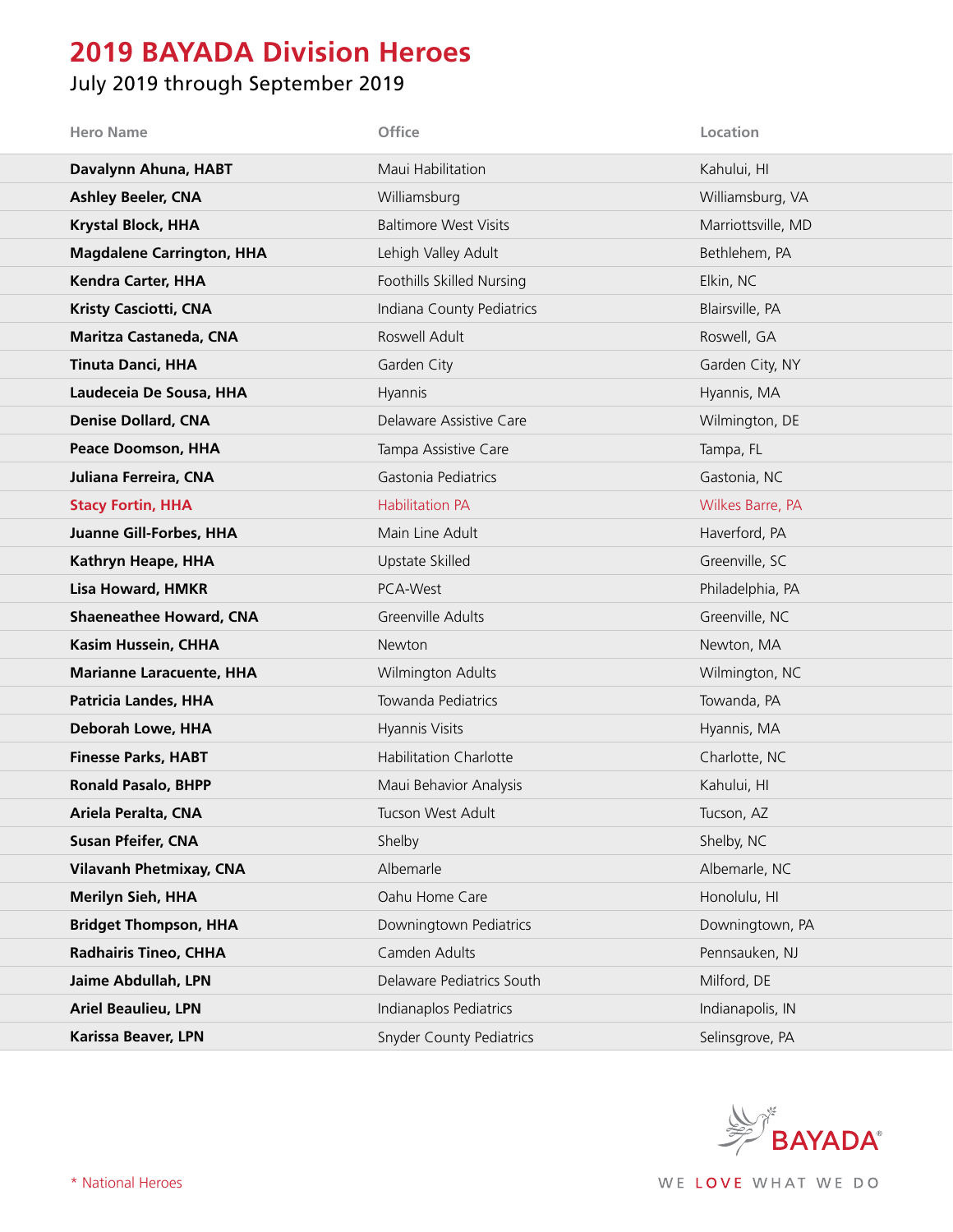# 2019 BAYADA Division Heroes

July 2019 through September 2019

| Hero Name | Office | Location |
|---|---|---|
| **Davalynn Ahuna, HABT** | Maui Habilitation | Kahului, HI |
| **Ashley Beeler, CNA** | Williamsburg | Williamsburg, VA |
| **Krystal Block, HHA** | Baltimore West Visits | Marriottsville, MD |
| **Magdalene Carrington, HHA** | Lehigh Valley Adult | Bethlehem, PA |
| **Kendra Carter, HHA** | Foothills Skilled Nursing | Elkin, NC |
| **Kristy Casciotti, CNA** | Indiana County Pediatrics | Blairsville, PA |
| **Maritza Castaneda, CNA** | Roswell Adult | Roswell, GA |
| **Tinuta Danci, HHA** | Garden City | Garden City, NY |
| **Laudeceia De Sousa, HHA** | Hyannis | Hyannis, MA |
| **Denise Dollard, CNA** | Delaware Assistive Care | Wilmington, DE |
| **Peace Doomson, HHA** | Tampa Assistive Care | Tampa, FL |
| **Juliana Ferreira, CNA** | Gastonia Pediatrics | Gastonia, NC |
| **Stacy Fortin, HHA** | Habilitation PA | Wilkes Barre, PA |
| **Juanne Gill-Forbes, HHA** | Main Line Adult | Haverford, PA |
| **Kathryn Heape, HHA** | Upstate Skilled | Greenville, SC |
| **Lisa Howard, HMKR** | PCA-West | Philadelphia, PA |
| **Shaeneathee Howard, CNA** | Greenville Adults | Greenville, NC |
| **Kasim Hussein, CHHA** | Newton | Newton, MA |
| **Marianne Laracuente, HHA** | Wilmington Adults | Wilmington, NC |
| **Patricia Landes, HHA** | Towanda Pediatrics | Towanda, PA |
| **Deborah Lowe, HHA** | Hyannis Visits | Hyannis, MA |
| **Finesse Parks, HABT** | Habilitation Charlotte | Charlotte, NC |
| **Ronald Pasalo, BHPP** | Maui Behavior Analysis | Kahului, HI |
| **Ariela Peralta, CNA** | Tucson West Adult | Tucson, AZ |
| **Susan Pfeifer, CNA** | Shelby | Shelby, NC |
| **Vilavanh Phetmixay, CNA** | Albemarle | Albemarle, NC |
| **Merilyn Sieh, HHA** | Oahu Home Care | Honolulu, HI |
| **Bridget Thompson, HHA** | Downingtown Pediatrics | Downingtown, PA |
| **Radhairis Tineo, CHHA** | Camden Adults | Pennsauken, NJ |
| **Jaime Abdullah, LPN** | Delaware Pediatrics South | Milford, DE |
| **Ariel Beaulieu, LPN** | Indianaplos Pediatrics | Indianapolis, IN |
| **Karissa Beaver, LPN** | Snyder County Pediatrics | Selinsgrove, PA |

* National Heroes

BAYADA®

WE LOVE WHAT WE DO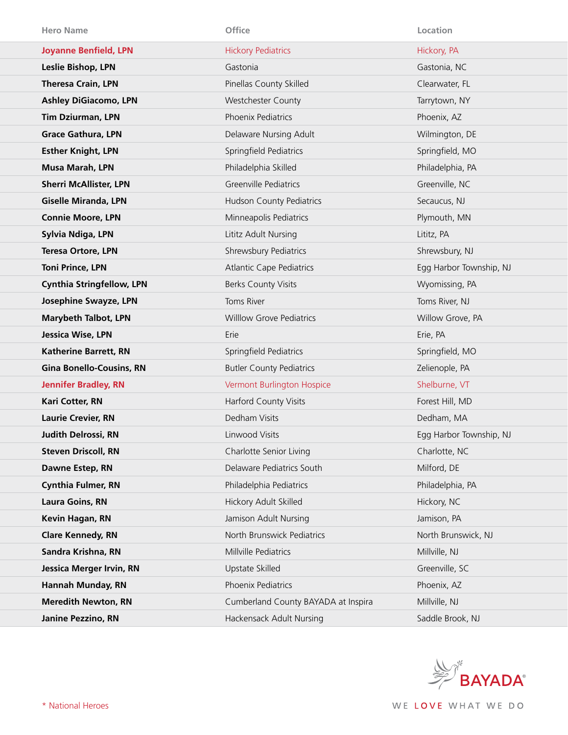| Hero Name | Office | Location |
|---|---|---|
| **Joyanne Benfield, LPN** | Hickory Pediatrics | Hickory, PA |
| **Leslie Bishop, LPN** | Gastonia | Gastonia, NC |
| **Theresa Crain, LPN** | Pinellas County Skilled | Clearwater, FL |
| **Ashley DiGiacomo, LPN** | Westchester County | Tarrytown, NY |
| **Tim Dziurman, LPN** | Phoenix Pediatrics | Phoenix, AZ |
| **Grace Gathura, LPN** | Delaware Nursing Adult | Wilmington, DE |
| **Esther Knight, LPN** | Springfield Pediatrics | Springfield, MO |
| **Musa Marah, LPN** | Philadelphia Skilled | Philadelphia, PA |
| **Sherri McAllister, LPN** | Greenville Pediatrics | Greenville, NC |
| **Giselle Miranda, LPN** | Hudson County Pediatrics | Secaucus, NJ |
| **Connie Moore, LPN** | Minneapolis Pediatrics | Plymouth, MN |
| **Sylvia Ndiga, LPN** | Lititz Adult Nursing | Lititz, PA |
| **Teresa Ortore, LPN** | Shrewsbury Pediatrics | Shrewsbury, NJ |
| **Toni Prince, LPN** | Atlantic Cape Pediatrics | Egg Harbor Township, NJ |
| **Cynthia Stringfellow, LPN** | Berks County Visits | Wyomissing, PA |
| **Josephine Swayze, LPN** | Toms River | Toms River, NJ |
| **Marybeth Talbot, LPN** | Willlow Grove Pediatrics | Willow Grove, PA |
| **Jessica Wise, LPN** | Erie | Erie, PA |
| **Katherine Barrett, RN** | Springfield Pediatrics | Springfield, MO |
| **Gina Bonello-Cousins, RN** | Butler County Pediatrics | Zelienople, PA |
| **Jennifer Bradley, RN** | Vermont Burlington Hospice | Shelburne, VT |
| **Kari Cotter, RN** | Harford County Visits | Forest Hill, MD |
| **Laurie Crevier, RN** | Dedham Visits | Dedham, MA |
| **Judith Delrossi, RN** | Linwood Visits | Egg Harbor Township, NJ |
| **Steven Driscoll, RN** | Charlotte Senior Living | Charlotte, NC |
| **Dawne Estep, RN** | Delaware Pediatrics South | Milford, DE |
| **Cynthia Fulmer, RN** | Philadelphia Pediatrics | Philadelphia, PA |
| **Laura Goins, RN** | Hickory Adult Skilled | Hickory, NC |
| **Kevin Hagan, RN** | Jamison Adult Nursing | Jamison, PA |
| **Clare Kennedy, RN** | North Brunswick Pediatrics | North Brunswick, NJ |
| **Sandra Krishna, RN** | Millville Pediatrics | Millville, NJ |
| **Jessica Merger Irvin, RN** | Upstate Skilled | Greenville, SC |
| **Hannah Munday, RN** | Phoenix Pediatrics | Phoenix, AZ |
| **Meredith Newton, RN** | Cumberland County BAYADA at Inspira | Millville, NJ |
| **Janine Pezzino, RN** | Hackensack Adult Nursing | Saddle Brook, NJ |

\* National Heroes

BAYADA®

WE LOVE WHAT WE DO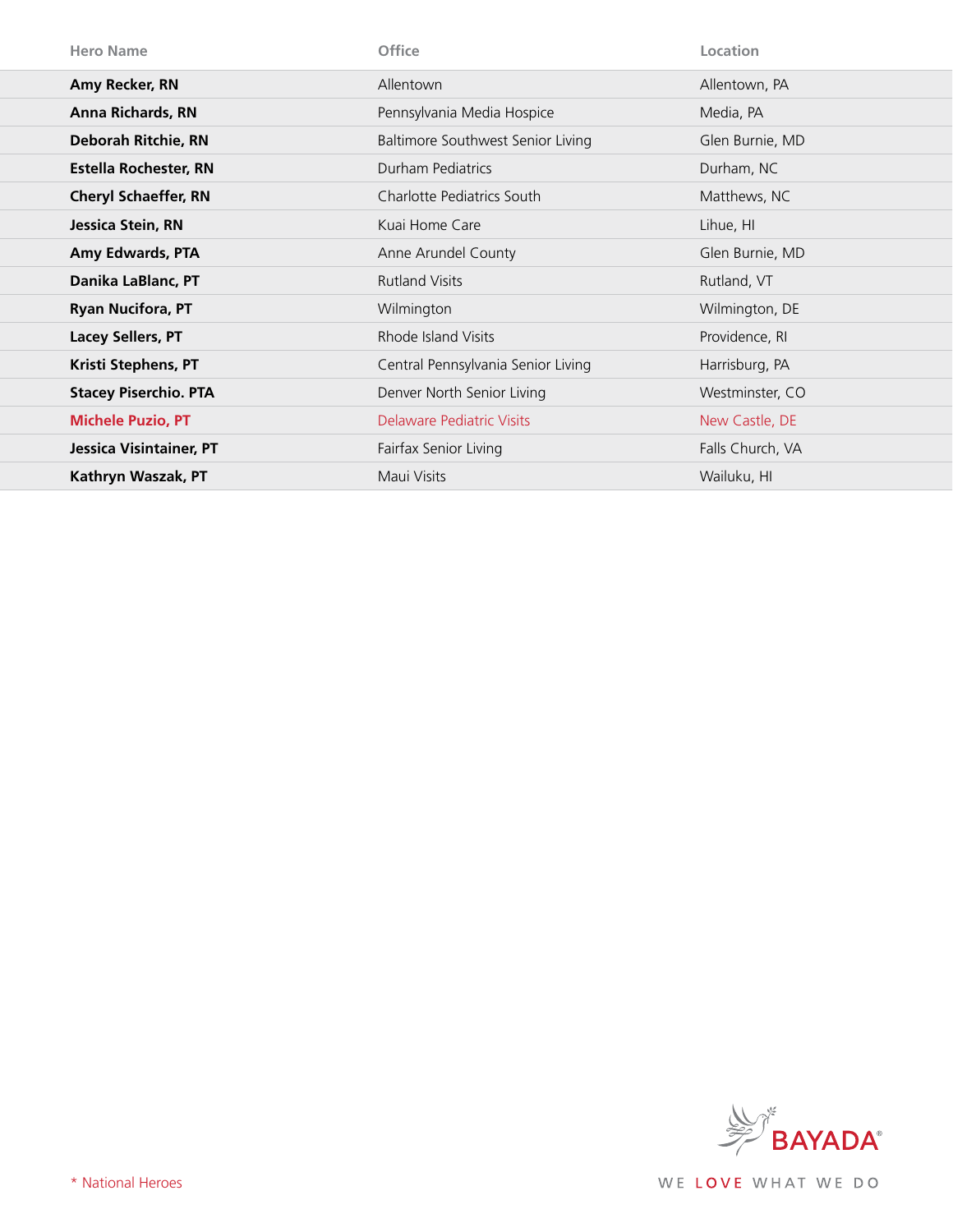| Hero Name | Office | Location |
|---|---|---|
| **Amy Recker, RN** | Allentown | Allentown, PA |
| **Anna Richards, RN** | Pennsylvania Media Hospice | Media, PA |
| **Deborah Ritchie, RN** | Baltimore Southwest Senior Living | Glen Burnie, MD |
| **Estella Rochester, RN** | Durham Pediatrics | Durham, NC |
| **Cheryl Schaeffer, RN** | Charlotte Pediatrics South | Matthews, NC |
| **Jessica Stein, RN** | Kuai Home Care | Lihue, HI |
| **Amy Edwards, PTA** | Anne Arundel County | Glen Burnie, MD |
| **Danika LaBlanc, PT** | Rutland Visits | Rutland, VT |
| **Ryan Nucifora, PT** | Wilmington | Wilmington, DE |
| **Lacey Sellers, PT** | Rhode Island Visits | Providence, RI |
| **Kristi Stephens, PT** | Central Pennsylvania Senior Living | Harrisburg, PA |
| **Stacey Piserchio. PTA** | Denver North Senior Living | Westminster, CO |
| **Michele Puzio, PT** | Delaware Pediatric Visits | New Castle, DE |
| **Jessica Visintainer, PT** | Fairfax Senior Living | Falls Church, VA |
| **Kathryn Waszak, PT** | Maui Visits | Wailuku, HI |

* National Heroes

BAYADA®

WE LOVE WHAT WE DO